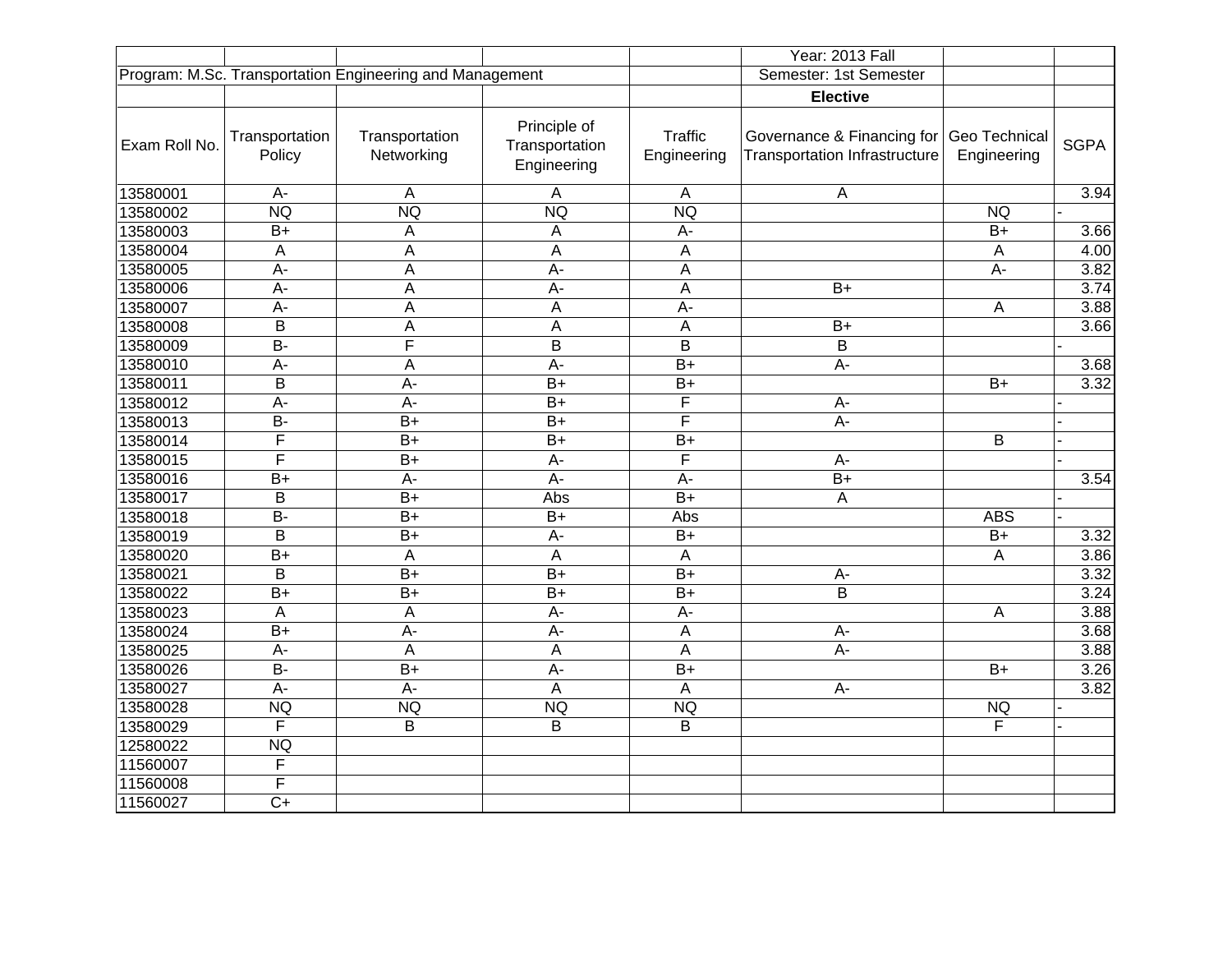| | | | | | Year: 2013 Fall | | |
|---|---|---|---|---|---|---|---|
| Program: M.Sc. Transportation Engineering and Management | | | | | Semester: 1st Semester | | |
| | | | | | **Elective** | | |
| Exam Roll No. | Transportation Policy | Transportation Networking | Principle of Transportation Engineering | Traffic Engineering | Governance & Financing for Transportation Infrastructure | Geo Technical Engineering | SGPA |
| 13580001 | A- | A | A | A | A | | 3.94 |
| 13580002 | NQ | NQ | NQ | NQ | | NQ | - |
| 13580003 | B+ | A | A | A- | | B+ | 3.66 |
| 13580004 | A | A | A | A | | A | 4.00 |
| 13580005 | A- | A | A- | A | | A- | 3.82 |
| 13580006 | A- | A | A- | A | B+ | | 3.74 |
| 13580007 | A- | A | A | A- | | A | 3.88 |
| 13580008 | B | A | A | A | B+ | | 3.66 |
| 13580009 | B- | F | B | B | B | | - |
| 13580010 | A- | A | A- | B+ | A- | | 3.68 |
| 13580011 | B | A- | B+ | B+ | | B+ | 3.32 |
| 13580012 | A- | A- | B+ | F | A- | | - |
| 13580013 | B- | B+ | B+ | F | A- | | - |
| 13580014 | F | B+ | B+ | B+ | | B | - |
| 13580015 | F | B+ | A- | F | A- | | - |
| 13580016 | B+ | A- | A- | A- | B+ | | 3.54 |
| 13580017 | B | B+ | Abs | B+ | A | | - |
| 13580018 | B- | B+ | B+ | Abs | | ABS | - |
| 13580019 | B | B+ | A- | B+ | | B+ | 3.32 |
| 13580020 | B+ | A | A | A | | A | 3.86 |
| 13580021 | B | B+ | B+ | B+ | A- | | 3.32 |
| 13580022 | B+ | B+ | B+ | B+ | B | | 3.24 |
| 13580023 | A | A | A- | A- | | A | 3.88 |
| 13580024 | B+ | A- | A- | A | A- | | 3.68 |
| 13580025 | A- | A | A | A | A- | | 3.88 |
| 13580026 | B- | B+ | A- | B+ | | B+ | 3.26 |
| 13580027 | A- | A- | A | A | A- | | 3.82 |
| 13580028 | NQ | NQ | NQ | NQ | | NQ | - |
| 13580029 | F | B | B | B | | F | - |
| 12580022 | NQ | | | | | | |
| 11560007 | F | | | | | | |
| 11560008 | F | | | | | | |
| 11560027 | C+ | | | | | | |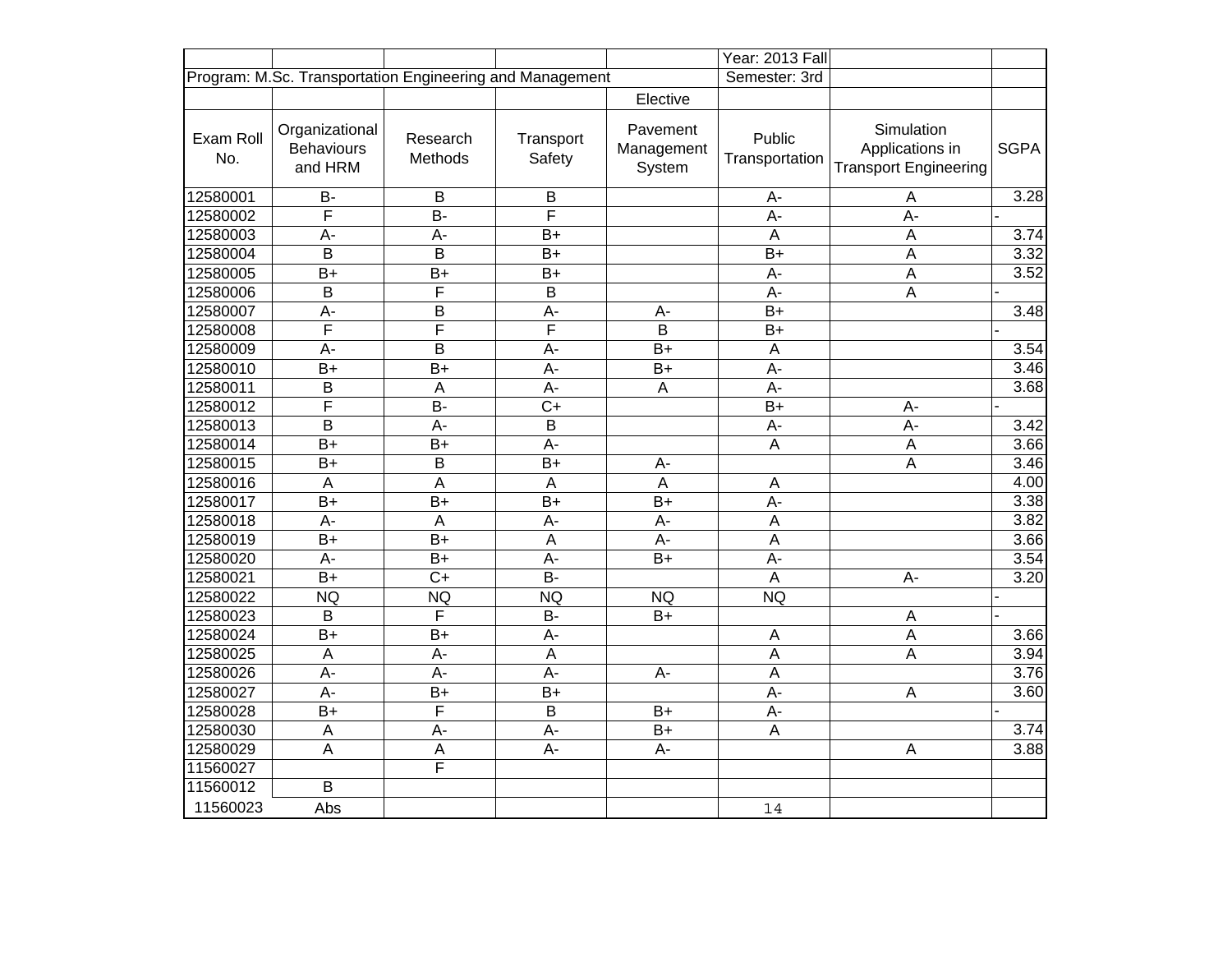| | | | | | Year: 2013 Fall | | |
|---|---|---|---|---|---|---|---|
| Program: M.Sc. Transportation Engineering and Management | | | | | Semester: 3rd | | |
| | | | | Elective | | | |
| Exam Roll No. | Organizational Behaviours and HRM | Research Methods | Transport Safety | Pavement Management System | Public Transportation | Simulation Applications in Transport Engineering | SGPA |
| 12580001 | B- | B | B | | A- | A | 3.28 |
| 12580002 | F | B- | F | | A- | A- | - |
| 12580003 | A- | A- | B+ | | A | A | 3.74 |
| 12580004 | B | B | B+ | | B+ | A | 3.32 |
| 12580005 | B+ | B+ | B+ | | A- | A | 3.52 |
| 12580006 | B | F | B | | A- | A | - |
| 12580007 | A- | B | A- | A- | B+ | | 3.48 |
| 12580008 | F | F | F | B | B+ | | - |
| 12580009 | A- | B | A- | B+ | A | | 3.54 |
| 12580010 | B+ | B+ | A- | B+ | A- | | 3.46 |
| 12580011 | B | A | A- | A | A- | | 3.68 |
| 12580012 | F | B- | C+ | | B+ | A- | - |
| 12580013 | B | A- | B | | A- | A- | 3.42 |
| 12580014 | B+ | B+ | A- | | A | A | 3.66 |
| 12580015 | B+ | B | B+ | A- | | A | 3.46 |
| 12580016 | A | A | A | A | A | | 4.00 |
| 12580017 | B+ | B+ | B+ | B+ | A- | | 3.38 |
| 12580018 | A- | A | A- | A- | A | | 3.82 |
| 12580019 | B+ | B+ | A | A- | A | | 3.66 |
| 12580020 | A- | B+ | A- | B+ | A- | | 3.54 |
| 12580021 | B+ | C+ | B- | | A | A- | 3.20 |
| 12580022 | NQ | NQ | NQ | NQ | NQ | | - |
| 12580023 | B | F | B- | B+ | | A | - |
| 12580024 | B+ | B+ | A- | | A | A | 3.66 |
| 12580025 | A | A- | A | | A | A | 3.94 |
| 12580026 | A- | A- | A- | A- | A | | 3.76 |
| 12580027 | A- | B+ | B+ | | A- | A | 3.60 |
| 12580028 | B+ | F | B | B+ | A- | | - |
| 12580030 | A | A- | A- | B+ | A | | 3.74 |
| 12580029 | A | A | A- | A- | | A | 3.88 |
| 11560027 | | F | | | | | |
| 11560012 | B | | | | | | |
| 11560023 | Abs | | | | 14 | | |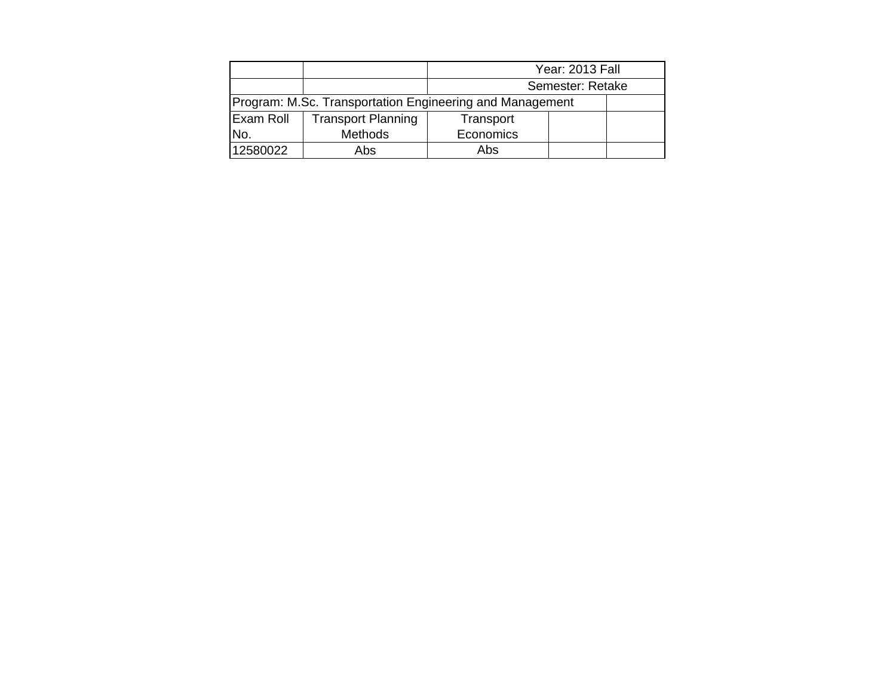| | | | | |
|---|---|---|---|---|
| | | Year: 2013 Fall | | |
| | | Semester: Retake | | |
| Program: M.Sc. Transportation Engineering and Management | | | | |
| Exam Roll No. | Transport Planning Methods | Transport Economics | | |
| 12580022 | Abs | Abs | | |